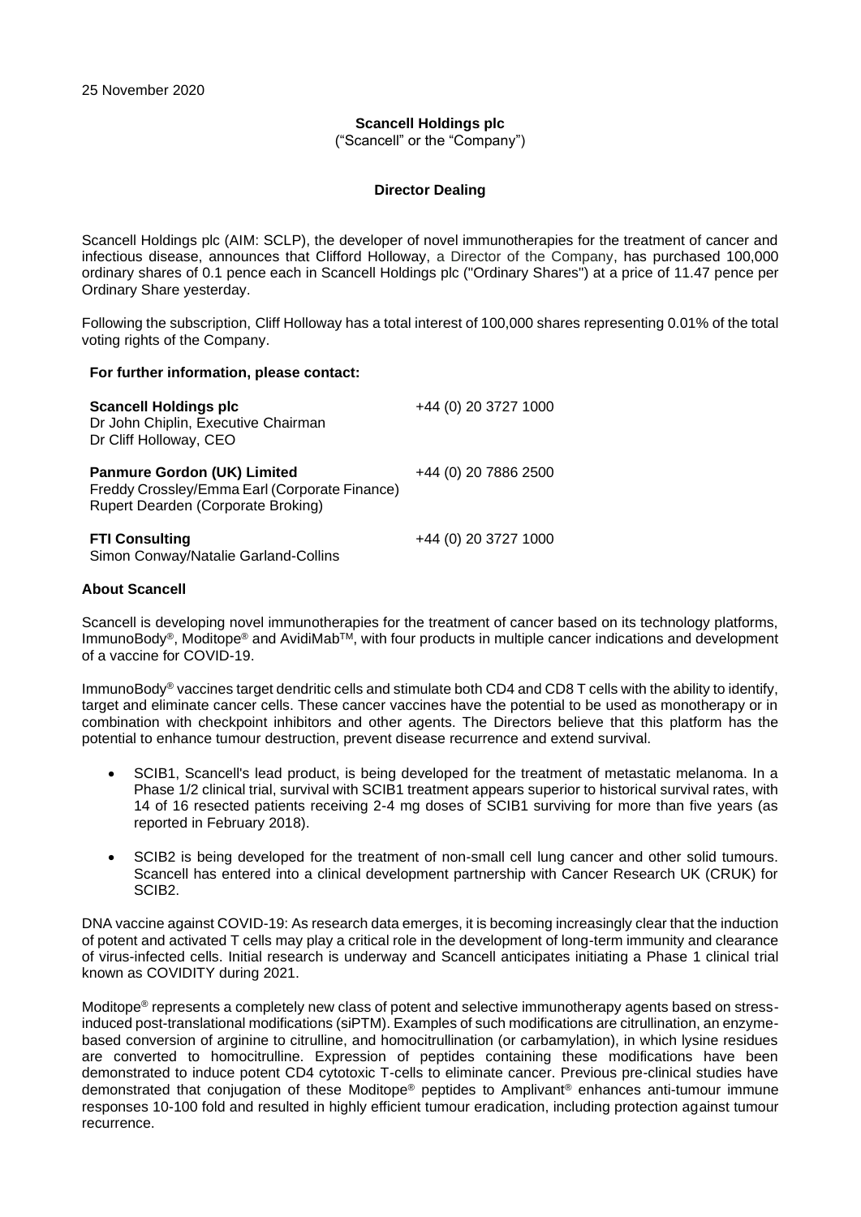25 November 2020

**Scancell Holdings plc**

("Scancell" or the "Company")

**Director Dealing**

Scancell Holdings plc (AIM: SCLP), the developer of novel immunotherapies for the treatment of cancer and infectious disease, announces that Clifford Holloway, a Director of the Company, has purchased 100,000 ordinary shares of 0.1 pence each in Scancell Holdings plc ("Ordinary Shares") at a price of 11.47 pence per Ordinary Share yesterday.

Following the subscription, Cliff Holloway has a total interest of 100,000 shares representing 0.01% of the total voting rights of the Company.

**For further information, please contact:**

| | |
|---|---|
| **Scancell Holdings plc**<br>Dr John Chiplin, Executive Chairman<br>Dr Cliff Holloway, CEO | +44 (0) 20 3727 1000 |
| **Panmure Gordon (UK) Limited**<br>Freddy Crossley/Emma Earl (Corporate Finance)<br>Rupert Dearden (Corporate Broking) | +44 (0) 20 7886 2500 |
| **FTI Consulting**<br>Simon Conway/Natalie Garland-Collins | +44 (0) 20 3727 1000 |

**About Scancell**

Scancell is developing novel immunotherapies for the treatment of cancer based on its technology platforms, ImmunoBody®, Moditope® and AvidiMab™, with four products in multiple cancer indications and development of a vaccine for COVID-19.

ImmunoBody® vaccines target dendritic cells and stimulate both CD4 and CD8 T cells with the ability to identify, target and eliminate cancer cells. These cancer vaccines have the potential to be used as monotherapy or in combination with checkpoint inhibitors and other agents. The Directors believe that this platform has the potential to enhance tumour destruction, prevent disease recurrence and extend survival.

- SCIB1, Scancell's lead product, is being developed for the treatment of metastatic melanoma. In a Phase 1/2 clinical trial, survival with SCIB1 treatment appears superior to historical survival rates, with 14 of 16 resected patients receiving 2-4 mg doses of SCIB1 surviving for more than five years (as reported in February 2018).
- SCIB2 is being developed for the treatment of non-small cell lung cancer and other solid tumours. Scancell has entered into a clinical development partnership with Cancer Research UK (CRUK) for SCIB2.

DNA vaccine against COVID-19: As research data emerges, it is becoming increasingly clear that the induction of potent and activated T cells may play a critical role in the development of long-term immunity and clearance of virus-infected cells. Initial research is underway and Scancell anticipates initiating a Phase 1 clinical trial known as COVIDITY during 2021.

Moditope® represents a completely new class of potent and selective immunotherapy agents based on stress-induced post-translational modifications (siPTM). Examples of such modifications are citrullination, an enzyme-based conversion of arginine to citrulline, and homocitrullination (or carbamylation), in which lysine residues are converted to homocitrulline. Expression of peptides containing these modifications have been demonstrated to induce potent CD4 cytotoxic T-cells to eliminate cancer. Previous pre-clinical studies have demonstrated that conjugation of these Moditope® peptides to Amplivant® enhances anti-tumour immune responses 10-100 fold and resulted in highly efficient tumour eradication, including protection against tumour recurrence.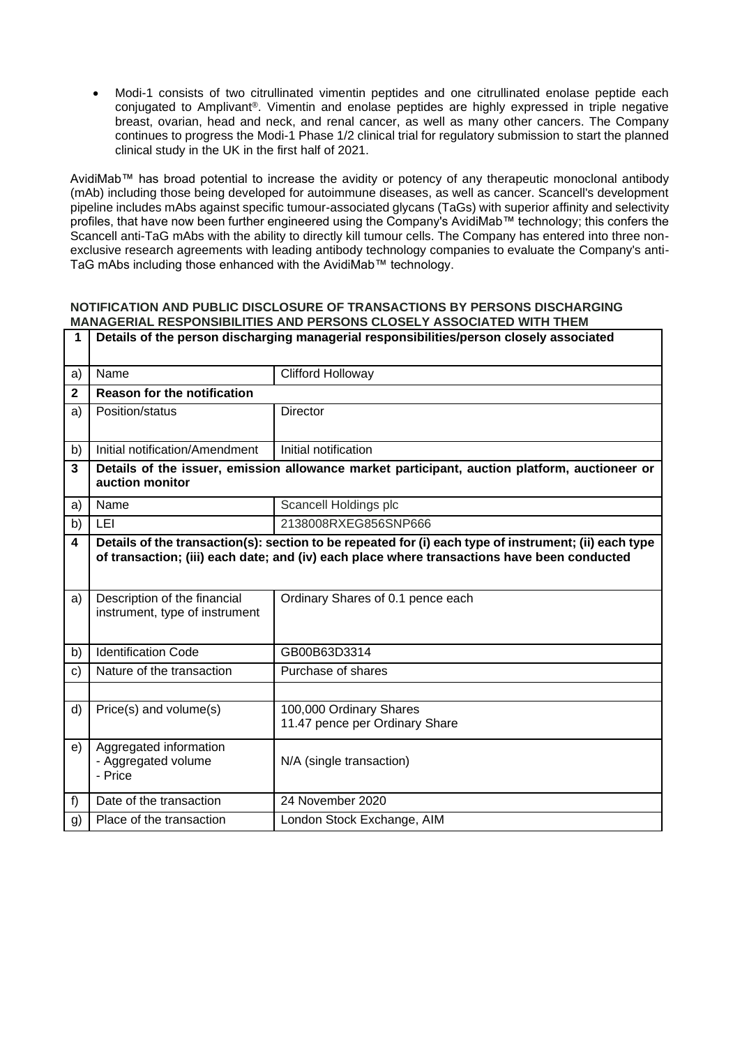- Modi-1 consists of two citrullinated vimentin peptides and one citrullinated enolase peptide each conjugated to Amplivant®. Vimentin and enolase peptides are highly expressed in triple negative breast, ovarian, head and neck, and renal cancer, as well as many other cancers. The Company continues to progress the Modi-1 Phase 1/2 clinical trial for regulatory submission to start the planned clinical study in the UK in the first half of 2021.

AvidiMab™ has broad potential to increase the avidity or potency of any therapeutic monoclonal antibody (mAb) including those being developed for autoimmune diseases, as well as cancer. Scancell's development pipeline includes mAbs against specific tumour-associated glycans (TaGs) with superior affinity and selectivity profiles, that have now been further engineered using the Company's AvidiMab™ technology; this confers the Scancell anti-TaG mAbs with the ability to directly kill tumour cells. The Company has entered into three non-exclusive research agreements with leading antibody technology companies to evaluate the Company's anti-TaG mAbs including those enhanced with the AvidiMab™ technology.

**NOTIFICATION AND PUBLIC DISCLOSURE OF TRANSACTIONS BY PERSONS DISCHARGING MANAGERIAL RESPONSIBILITIES AND PERSONS CLOSELY ASSOCIATED WITH THEM**

| | | |
|---|---|---|
| **1** | **Details of the person discharging managerial responsibilities/person closely associated** | |
| a) | Name | Clifford Holloway |
| **2** | **Reason for the notification** | |
| a) | Position/status | Director |
| b) | Initial notification/Amendment | Initial notification |
| **3** | **Details of the issuer, emission allowance market participant, auction platform, auctioneer or auction monitor** | |
| a) | Name | Scancell Holdings plc |
| b) | LEI | 2138008RXEG856SNP666 |
| **4** | **Details of the transaction(s): section to be repeated for (i) each type of instrument; (ii) each type of transaction; (iii) each date; and (iv) each place where transactions have been conducted** | |
| a) | Description of the financial instrument, type of instrument | Ordinary Shares of 0.1 pence each |
| b) | Identification Code | GB00B63D3314 |
| c) | Nature of the transaction | Purchase of shares |
| | | |
| d) | Price(s) and volume(s) | 100,000 Ordinary Shares<br>11.47 pence per Ordinary Share |
| e) | Aggregated information<br>- Aggregated volume<br>- Price | N/A (single transaction) |
| f) | Date of the transaction | 24 November 2020 |
| g) | Place of the transaction | London Stock Exchange, AIM |